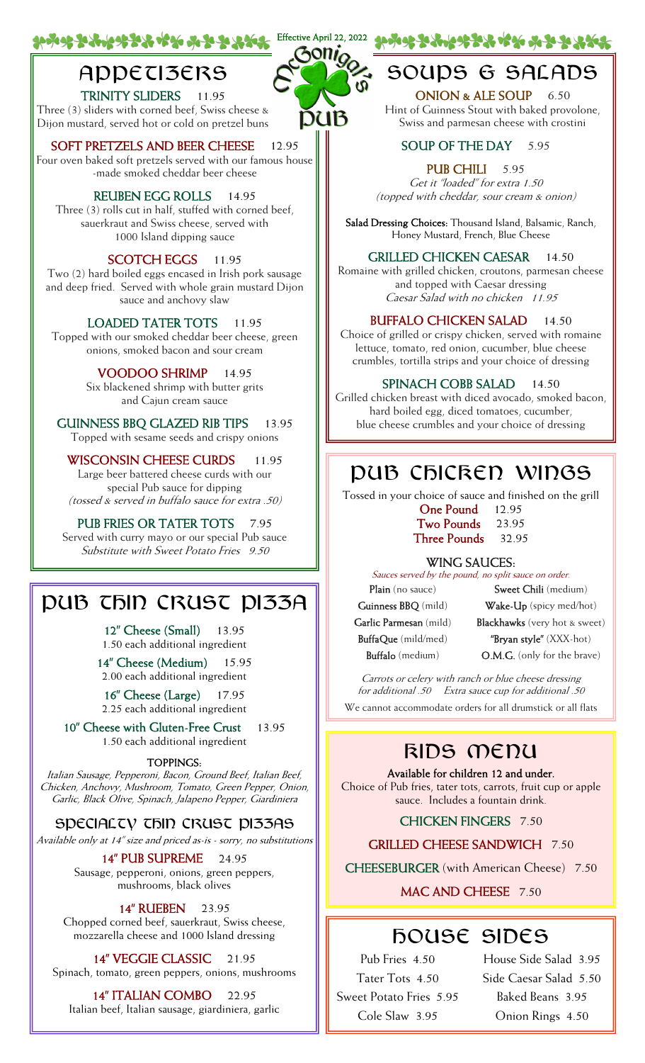Effective April 22, 2022

McGonigal's Pub

# APPETIZERS

**TRINITY SLIDERS** 11.95
Three (3) sliders with corned beef, Swiss cheese & Dijon mustard, served hot or cold on pretzel buns

**SOFT PRETZELS AND BEER CHEESE** 12.95
Four oven baked soft pretzels served with our famous house-made smoked cheddar beer cheese

**REUBEN EGG ROLLS** 14.95
Three (3) rolls cut in half, stuffed with corned beef, sauerkraut and Swiss cheese, served with 1000 Island dipping sauce

**SCOTCH EGGS** 11.95
Two (2) hard boiled eggs encased in Irish pork sausage and deep fried. Served with whole grain mustard Dijon sauce and anchovy slaw

**LOADED TATER TOTS** 11.95
Topped with our smoked cheddar beer cheese, green onions, smoked bacon and sour cream

**VOODOO SHRIMP** 14.95
Six blackened shrimp with butter grits and Cajun cream sauce

**GUINNESS BBQ GLAZED RIB TIPS** 13.95
Topped with sesame seeds and crispy onions

**WISCONSIN CHEESE CURDS** 11.95
Large beer battered cheese curds with our special Pub sauce for dipping
*(tossed & served in buffalo sauce for extra .50)*

**PUB FRIES OR TATER TOTS** 7.95
Served with curry mayo or our special Pub sauce
*Substitute with Sweet Potato Fries 9.50*

# PUB THIN CRUST PIZZA

**12" Cheese (Small)** 13.95
1.50 each additional ingredient

**14" Cheese (Medium)** 15.95
2.00 each additional ingredient

**16" Cheese (Large)** 17.95
2.25 each additional ingredient

**10" Cheese with Gluten-Free Crust** 13.95
1.50 each additional ingredient

**TOPPINGS:**
*Italian Sausage, Pepperoni, Bacon, Ground Beef, Italian Beef, Chicken, Anchovy, Mushroom, Tomato, Green Pepper, Onion, Garlic, Black Olive, Spinach, Jalapeno Pepper, Giardiniera*

## SPECIALTY THIN CRUST PIZZAS

*Available only at 14" size and priced as-is - sorry, no substitutions*

**14" PUB SUPREME** 24.95
Sausage, pepperoni, onions, green peppers, mushrooms, black olives

**14" RUEBEN** 23.95
Chopped corned beef, sauerkraut, Swiss cheese, mozzarella cheese and 1000 Island dressing

**14" VEGGIE CLASSIC** 21.95
Spinach, tomato, green peppers, onions, mushrooms

**14" ITALIAN COMBO** 22.95
Italian beef, Italian sausage, giardiniera, garlic

# SOUPS & SALADS

**ONION & ALE SOUP** 6.50
Hint of Guinness Stout with baked provolone, Swiss and parmesan cheese with crostini

**SOUP OF THE DAY** 5.95

**PUB CHILI** 5.95
*Get it "loaded" for extra 1.50 (topped with cheddar, sour cream & onion)*

**Salad Dressing Choices:** Thousand Island, Balsamic, Ranch, Honey Mustard, French, Blue Cheese

**GRILLED CHICKEN CAESAR** 14.50
Romaine with grilled chicken, croutons, parmesan cheese and topped with Caesar dressing
*Caesar Salad with no chicken 11.95*

**BUFFALO CHICKEN SALAD** 14.50
Choice of grilled or crispy chicken, served with romaine lettuce, tomato, red onion, cucumber, blue cheese crumbles, tortilla strips and your choice of dressing

**SPINACH COBB SALAD** 14.50
Grilled chicken breast with diced avocado, smoked bacon, hard boiled egg, diced tomatoes, cucumber, blue cheese crumbles and your choice of dressing

# PUB CHICKEN WINGS

Tossed in your choice of sauce and finished on the grill

**One Pound** 12.95
**Two Pounds** 23.95
**Three Pounds** 32.95

**WING SAUCES:**
*Sauces served by the pound, no split sauce on order.*

| | |
|---|---|
| **Plain** (no sauce) | **Sweet Chili** (medium) |
| **Guinness BBQ** (mild) | **Wake-Up** (spicy med/hot) |
| **Garlic Parmesan** (mild) | **Blackhawks** (very hot & sweet) |
| **BuffaQue** (mild/med) | **"Bryan style"** (XXX-hot) |
| **Buffalo** (medium) | **O.M.G.** (only for the brave) |

*Carrots or celery with ranch or blue cheese dressing for additional .50 Extra sauce cup for additional .50*

We cannot accommodate orders for all drumstick or all flats

# KIDS MENU

**Available for children 12 and under.**
Choice of Pub fries, tater tots, carrots, fruit cup or apple sauce. Includes a fountain drink.

**CHICKEN FINGERS** 7.50

**GRILLED CHEESE SANDWICH** 7.50

**CHEESEBURGER** (with American Cheese) 7.50

**MAC AND CHEESE** 7.50

# HOUSE SIDES

| | |
|---|---|
| Pub Fries 4.50 | House Side Salad 3.95 |
| Tater Tots 4.50 | Side Caesar Salad 5.50 |
| Sweet Potato Fries 5.95 | Baked Beans 3.95 |
| Cole Slaw 3.95 | Onion Rings 4.50 |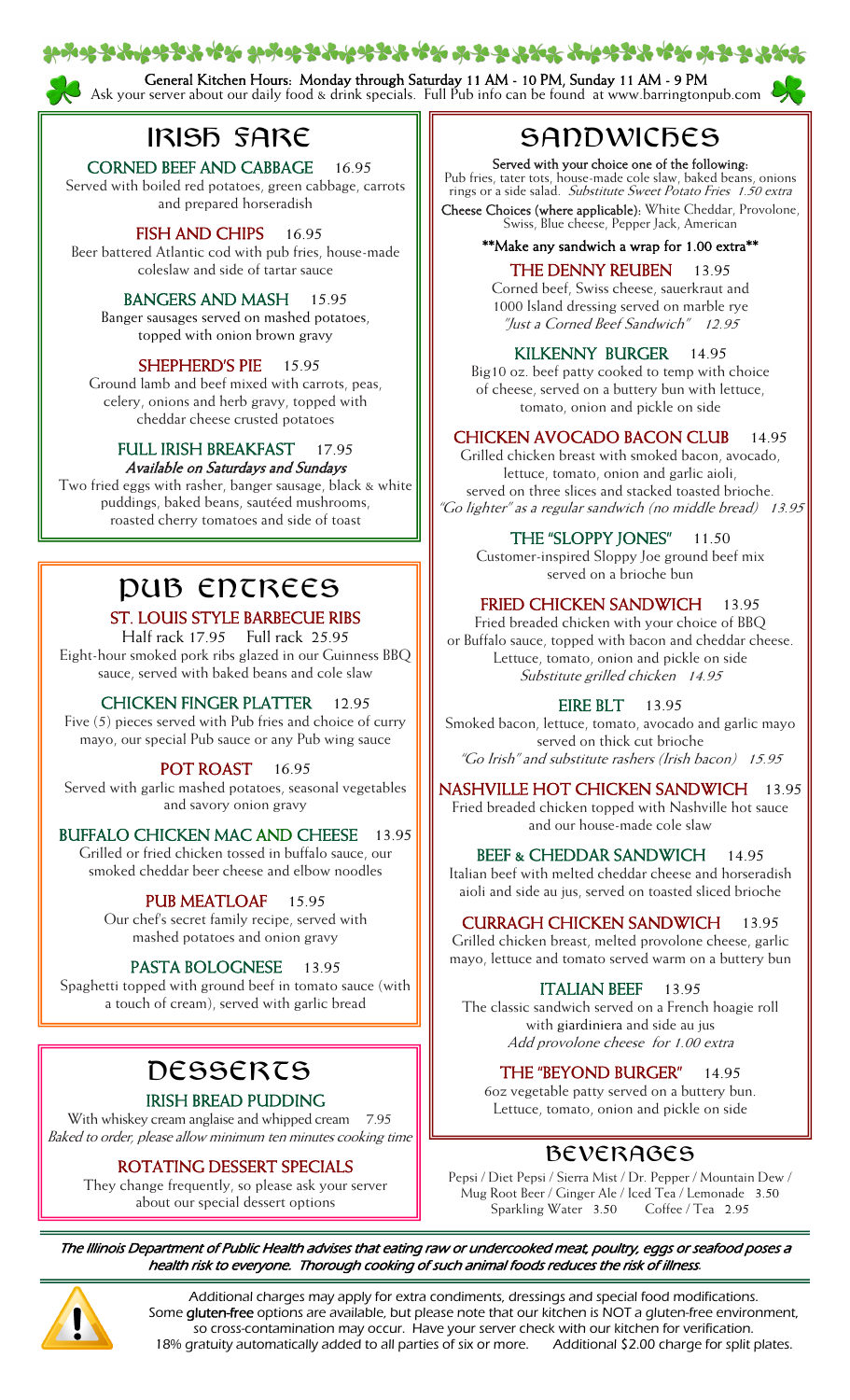General Kitchen Hours: Monday through Saturday 11 AM - 10 PM, Sunday 11 AM - 9 PM
Ask your server about our daily food & drink specials. Full Pub info can be found at www.barringtonpub.com

# IRISH FARE

### CORNED BEEF AND CABBAGE 16.95
Served with boiled red potatoes, green cabbage, carrots and prepared horseradish

### FISH AND CHIPS 16.95
Beer battered Atlantic cod with pub fries, house-made coleslaw and side of tartar sauce

### BANGERS AND MASH 15.95
Banger sausages served on mashed potatoes, topped with onion brown gravy

### SHEPHERD'S PIE 15.95
Ground lamb and beef mixed with carrots, peas, celery, onions and herb gravy, topped with cheddar cheese crusted potatoes

### FULL IRISH BREAKFAST 17.95
***Available on Saturdays and Sundays***
Two fried eggs with rasher, banger sausage, black & white puddings, baked beans, sautéed mushrooms, roasted cherry tomatoes and side of toast

# PUB ENTREES

### ST. LOUIS STYLE BARBECUE RIBS
Half rack 17.95 Full rack 25.95
Eight-hour smoked pork ribs glazed in our Guinness BBQ sauce, served with baked beans and cole slaw

### CHICKEN FINGER PLATTER 12.95
Five (5) pieces served with Pub fries and choice of curry mayo, our special Pub sauce or any Pub wing sauce

### POT ROAST 16.95
Served with garlic mashed potatoes, seasonal vegetables and savory onion gravy

### BUFFALO CHICKEN MAC AND CHEESE 13.95
Grilled or fried chicken tossed in buffalo sauce, our smoked cheddar beer cheese and elbow noodles

### PUB MEATLOAF 15.95
Our chef's secret family recipe, served with mashed potatoes and onion gravy

### PASTA BOLOGNESE 13.95
Spaghetti topped with ground beef in tomato sauce (with a touch of cream), served with garlic bread

# DESSERTS

### IRISH BREAD PUDDING
With whiskey cream anglaise and whipped cream 7.95
*Baked to order, please allow minimum ten minutes cooking time*

### ROTATING DESSERT SPECIALS
They change frequently, so please ask your server about our special dessert options

# SANDWICHES

**Served with your choice one of the following:**
Pub fries, tater tots, house-made cole slaw, baked beans, onions rings or a side salad. *Substitute Sweet Potato Fries 1.50 extra*

**Cheese Choices (where applicable):** White Cheddar, Provolone, Swiss, Blue cheese, Pepper Jack, American

**\*\*Make any sandwich a wrap for 1.00 extra\*\***

### THE DENNY REUBEN 13.95
Corned beef, Swiss cheese, sauerkraut and 1000 Island dressing served on marble rye
*"Just a Corned Beef Sandwich" 12.95*

### KILKENNY BURGER 14.95
Big10 oz. beef patty cooked to temp with choice of cheese, served on a buttery bun with lettuce, tomato, onion and pickle on side

### CHICKEN AVOCADO BACON CLUB 14.95
Grilled chicken breast with smoked bacon, avocado, lettuce, tomato, onion and garlic aioli, served on three slices and stacked toasted brioche.
*"Go lighter" as a regular sandwich (no middle bread) 13.95*

### THE "SLOPPY JONES" 11.50
Customer-inspired Sloppy Joe ground beef mix served on a brioche bun

### FRIED CHICKEN SANDWICH 13.95
Fried breaded chicken with your choice of BBQ or Buffalo sauce, topped with bacon and cheddar cheese. Lettuce, tomato, onion and pickle on side
*Substitute grilled chicken 14.95*

### EIRE BLT 13.95
Smoked bacon, lettuce, tomato, avocado and garlic mayo served on thick cut brioche
*"Go Irish" and substitute rashers (Irish bacon) 15.95*

### NASHVILLE HOT CHICKEN SANDWICH 13.95
Fried breaded chicken topped with Nashville hot sauce and our house-made cole slaw

### BEEF & CHEDDAR SANDWICH 14.95
Italian beef with melted cheddar cheese and horseradish aioli and side au jus, served on toasted sliced brioche

### CURRAGH CHICKEN SANDWICH 13.95
Grilled chicken breast, melted provolone cheese, garlic mayo, lettuce and tomato served warm on a buttery bun

### ITALIAN BEEF 13.95
The classic sandwich served on a French hoagie roll with giardiniera and side au jus
*Add provolone cheese for 1.00 extra*

### THE "BEYOND BURGER" 14.95
6oz vegetable patty served on a buttery bun. Lettuce, tomato, onion and pickle on side

# BEVERAGES

Pepsi / Diet Pepsi / Sierra Mist / Dr. Pepper / Mountain Dew / Mug Root Beer / Ginger Ale / Iced Tea / Lemonade 3.50
Sparkling Water 3.50 Coffee / Tea 2.95

*The Illinois Department of Public Health advises that eating raw or undercooked meat, poultry, eggs or seafood poses a health risk to everyone. Thorough cooking of such animal foods reduces the risk of illness.*

Additional charges may apply for extra condiments, dressings and special food modifications.
Some **gluten-free** options are available, but please note that our kitchen is NOT a gluten-free environment, so cross-contamination may occur. Have your server check with our kitchen for verification.
18% gratuity automatically added to all parties of six or more. Additional $2.00 charge for split plates.